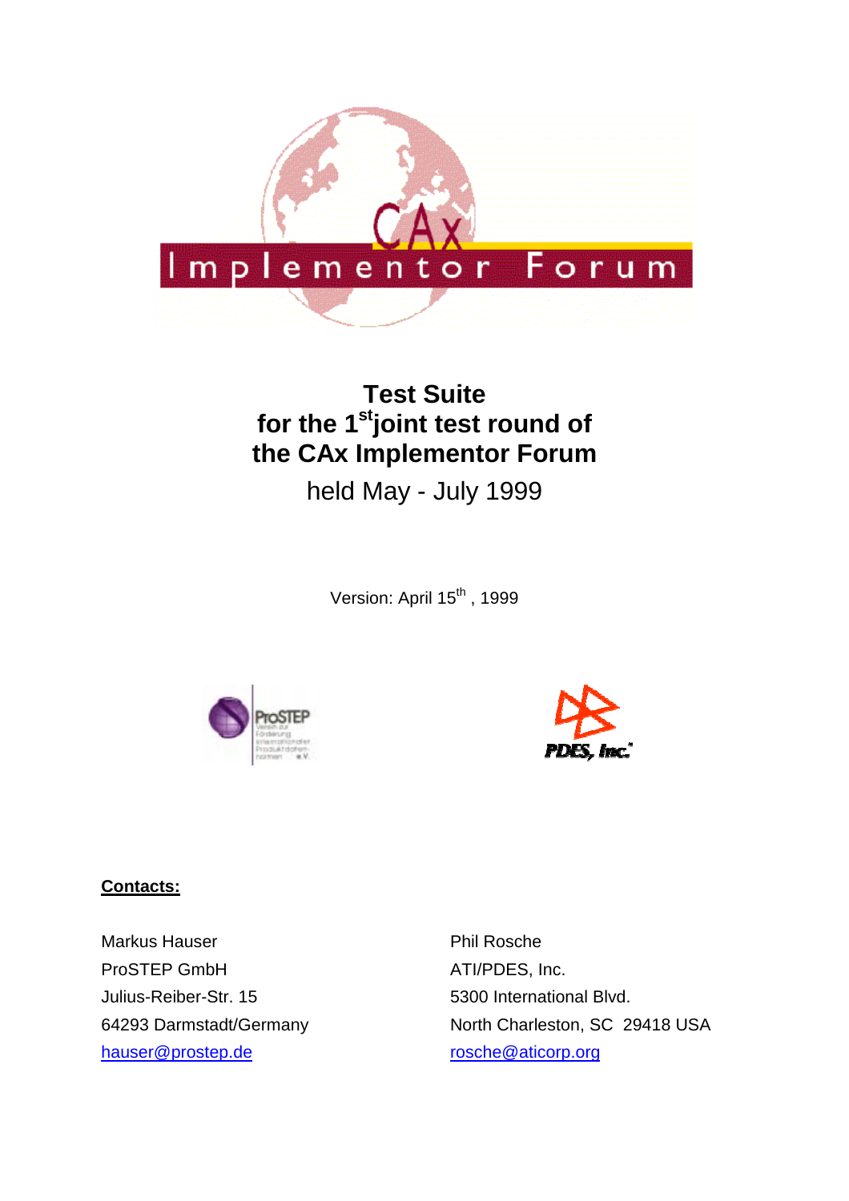# Test Suite for the 1st joint test round of the CAx Implementor Forum

held May - July 1999

Version: April 15th , 1999

**Contacts:**

Markus Hauser
ProSTEP GmbH
Julius-Reiber-Str. 15
64293 Darmstadt/Germany
hauser@prostep.de

Phil Rosche
ATI/PDES, Inc.
5300 International Blvd.
North Charleston, SC 29418 USA
rosche@aticorp.org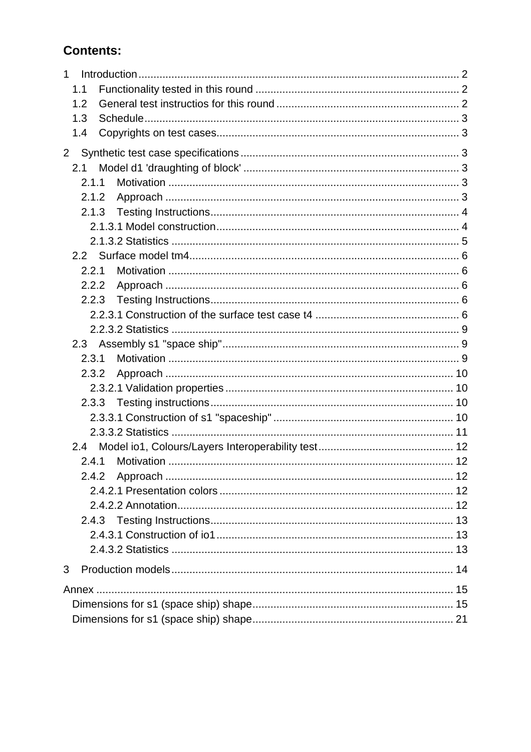## Contents:

1 Introduction .......................................................................................................... 2
  1.1 Functionality tested in this round ................................................................... 2
  1.2 General test instructios for this round ............................................................ 2
  1.3 Schedule ........................................................................................................ 3
  1.4 Copyrights on test cases ................................................................................ 3

2 Synthetic test case specifications ........................................................................ 3
  2.1 Model d1 'draughting of block' ....................................................................... 3
    2.1.1 Motivation ................................................................................................ 3
    2.1.2 Approach ................................................................................................. 3
    2.1.3 Testing Instructions .................................................................................. 4
      2.1.3.1 Model construction ................................................................................ 4
      2.1.3.2 Statistics ............................................................................................... 5
  2.2 Surface model tm4 .......................................................................................... 6
    2.2.1 Motivation ................................................................................................ 6
    2.2.2 Approach ................................................................................................. 6
    2.2.3 Testing Instructions .................................................................................. 6
      2.2.3.1 Construction of the surface test case t4 ............................................... 6
      2.2.3.2 Statistics ............................................................................................... 9
  2.3 Assembly s1 "space ship" ............................................................................... 9
    2.3.1 Motivation ................................................................................................ 9
    2.3.2 Approach ............................................................................................... 10
      2.3.2.1 Validation properties ........................................................................... 10
    2.3.3 Testing instructions ................................................................................ 10
      2.3.3.1 Construction of s1 "spaceship" ........................................................... 10
      2.3.3.2 Statistics ............................................................................................. 11
  2.4 Model io1, Colours/Layers Interoperability test ............................................ 12
    2.4.1 Motivation .............................................................................................. 12
    2.4.2 Approach ............................................................................................... 12
      2.4.2.1 Presentation colors ............................................................................. 12
      2.4.2.2 Annotation ........................................................................................... 12
    2.4.3 Testing Instructions ................................................................................ 13
      2.4.3.1 Construction of io1 .............................................................................. 13
      2.4.3.2 Statistics ............................................................................................. 13

3 Production models ............................................................................................. 14

Annex ..................................................................................................................... 15
  Dimensions for s1 (space ship) shape .................................................................. 15
  Dimensions for s1 (space ship) shape .................................................................. 21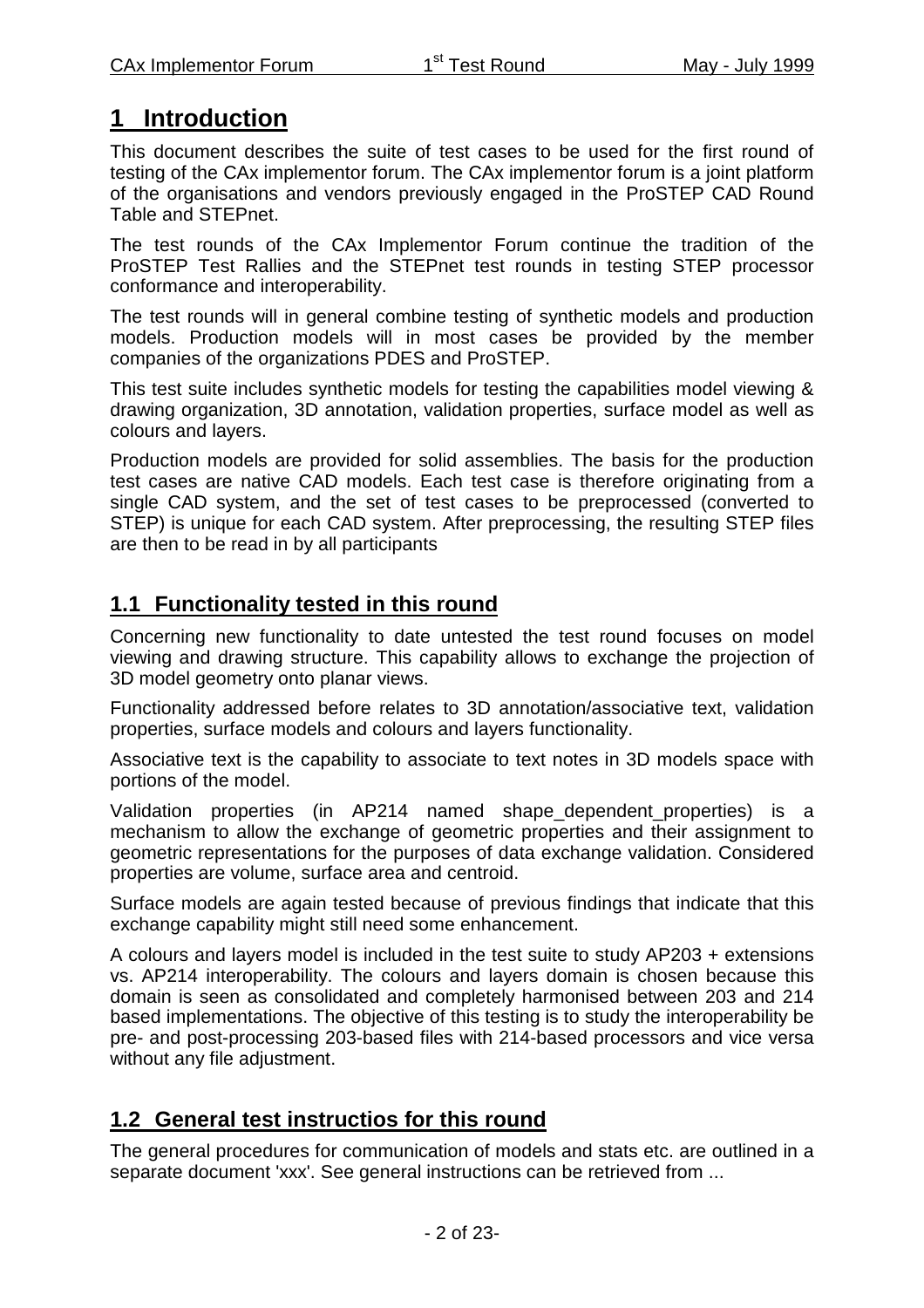# 1 Introduction

This document describes the suite of test cases to be used for the first round of testing of the CAx implementor forum. The CAx implementor forum is a joint platform of the organisations and vendors previously engaged in the ProSTEP CAD Round Table and STEPnet.

The test rounds of the CAx Implementor Forum continue the tradition of the ProSTEP Test Rallies and the STEPnet test rounds in testing STEP processor conformance and interoperability.

The test rounds will in general combine testing of synthetic models and production models. Production models will in most cases be provided by the member companies of the organizations PDES and ProSTEP.

This test suite includes synthetic models for testing the capabilities model viewing & drawing organization, 3D annotation, validation properties, surface model as well as colours and layers.

Production models are provided for solid assemblies. The basis for the production test cases are native CAD models. Each test case is therefore originating from a single CAD system, and the set of test cases to be preprocessed (converted to STEP) is unique for each CAD system. After preprocessing, the resulting STEP files are then to be read in by all participants

## 1.1 Functionality tested in this round

Concerning new functionality to date untested the test round focuses on model viewing and drawing structure. This capability allows to exchange the projection of 3D model geometry onto planar views.

Functionality addressed before relates to 3D annotation/associative text, validation properties, surface models and colours and layers functionality.

Associative text is the capability to associate to text notes in 3D models space with portions of the model.

Validation properties (in AP214 named shape_dependent_properties) is a mechanism to allow the exchange of geometric properties and their assignment to geometric representations for the purposes of data exchange validation. Considered properties are volume, surface area and centroid.

Surface models are again tested because of previous findings that indicate that this exchange capability might still need some enhancement.

A colours and layers model is included in the test suite to study AP203 + extensions vs. AP214 interoperability. The colours and layers domain is chosen because this domain is seen as consolidated and completely harmonised between 203 and 214 based implementations. The objective of this testing is to study the interoperability be pre- and post-processing 203-based files with 214-based processors and vice versa without any file adjustment.

## 1.2 General test instructios for this round

The general procedures for communication of models and stats etc. are outlined in a separate document 'xxx'. See general instructions can be retrieved from ...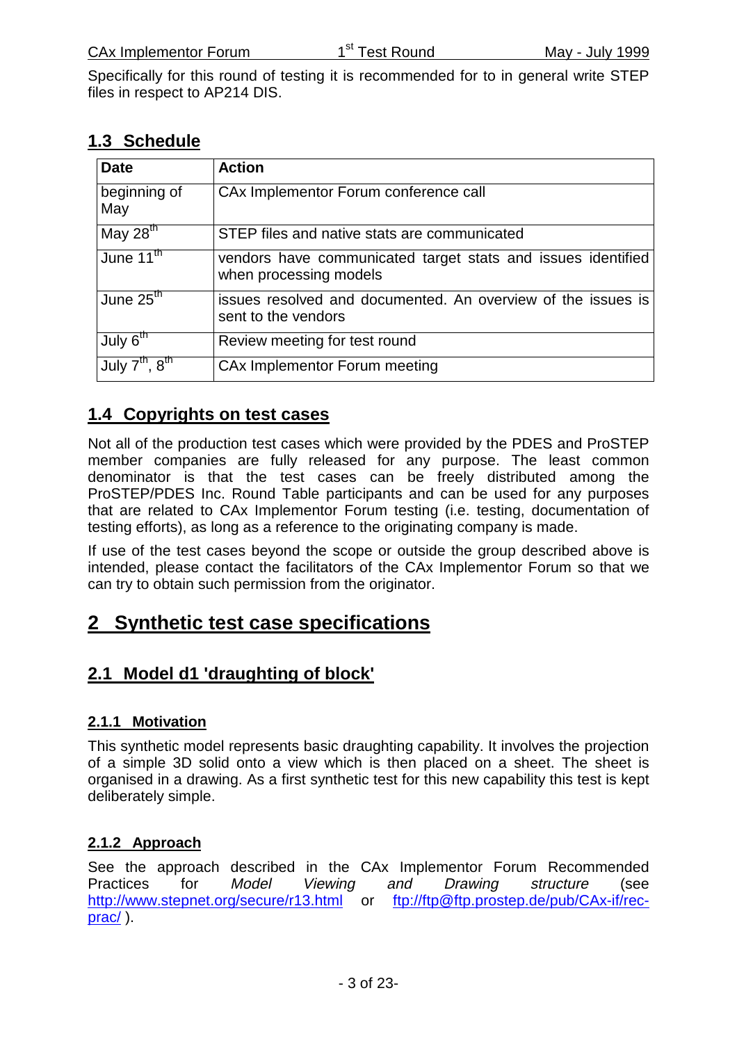Specifically for this round of testing it is recommended for to in general write STEP files in respect to AP214 DIS.

## 1.3 Schedule

| Date | Action |
|---|---|
| beginning of May | CAx Implementor Forum conference call |
| May 28th | STEP files and native stats are communicated |
| June 11th | vendors have communicated target stats and issues identified when processing models |
| June 25th | issues resolved and documented. An overview of the issues is sent to the vendors |
| July 6th | Review meeting for test round |
| July 7th, 8th | CAx Implementor Forum meeting |

## 1.4 Copyrights on test cases

Not all of the production test cases which were provided by the PDES and ProSTEP member companies are fully released for any purpose. The least common denominator is that the test cases can be freely distributed among the ProSTEP/PDES Inc. Round Table participants and can be used for any purposes that are related to CAx Implementor Forum testing (i.e. testing, documentation of testing efforts), as long as a reference to the originating company is made.

If use of the test cases beyond the scope or outside the group described above is intended, please contact the facilitators of the CAx Implementor Forum so that we can try to obtain such permission from the originator.

# 2 Synthetic test case specifications

## 2.1 Model d1 'draughting of block'

### 2.1.1 Motivation

This synthetic model represents basic draughting capability. It involves the projection of a simple 3D solid onto a view which is then placed on a sheet. The sheet is organised in a drawing. As a first synthetic test for this new capability this test is kept deliberately simple.

### 2.1.2 Approach

See the approach described in the CAx Implementor Forum Recommended Practices for *Model Viewing and Drawing structure* (see http://www.stepnet.org/secure/r13.html or ftp://ftp@ftp.prostep.de/pub/CAx-if/rec-prac/ ).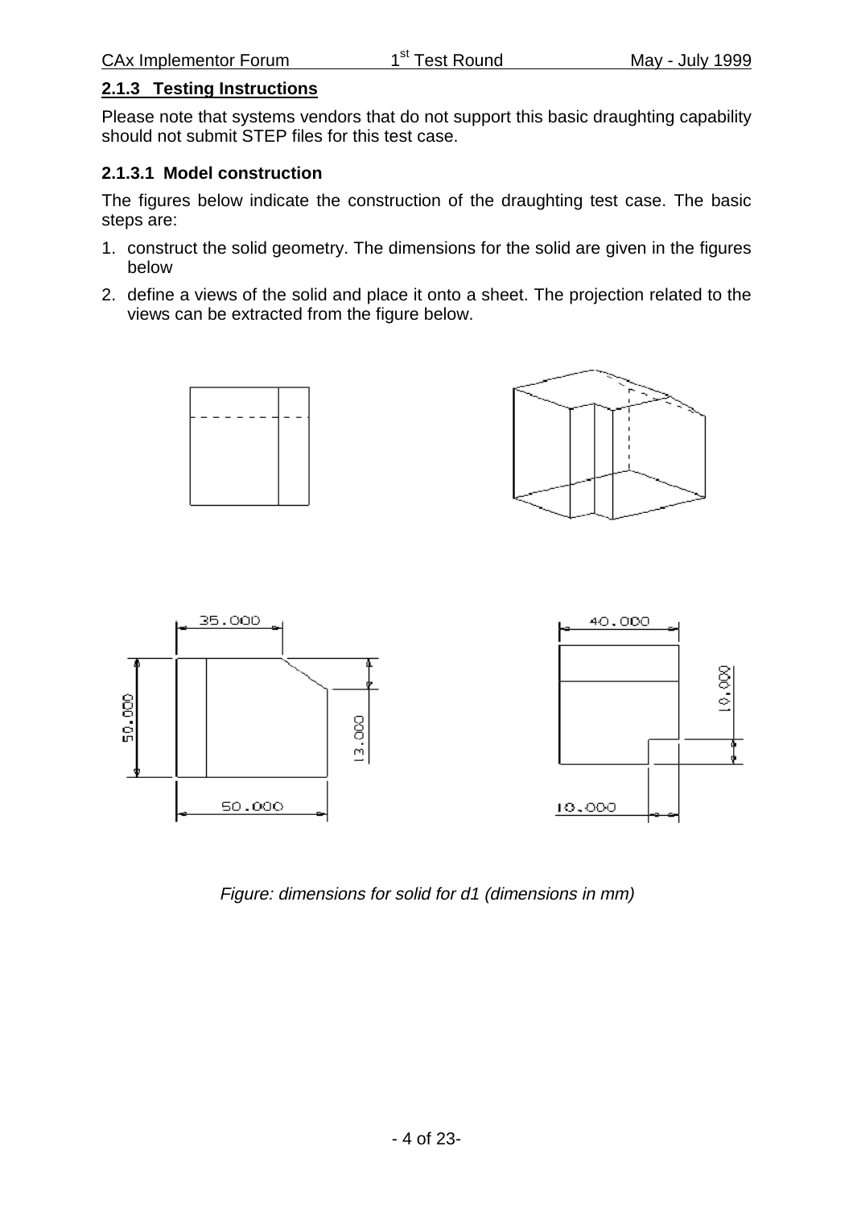### 2.1.3 Testing Instructions

Please note that systems vendors that do not support this basic draughting capability should not submit STEP files for this test case.

#### 2.1.3.1 Model construction

The figures below indicate the construction of the draughting test case. The basic steps are:

1. construct the solid geometry. The dimensions for the solid are given in the figures below
2. define a views of the solid and place it onto a sheet. The projection related to the views can be extracted from the figure below.

*Figure: dimensions for solid for d1 (dimensions in mm)*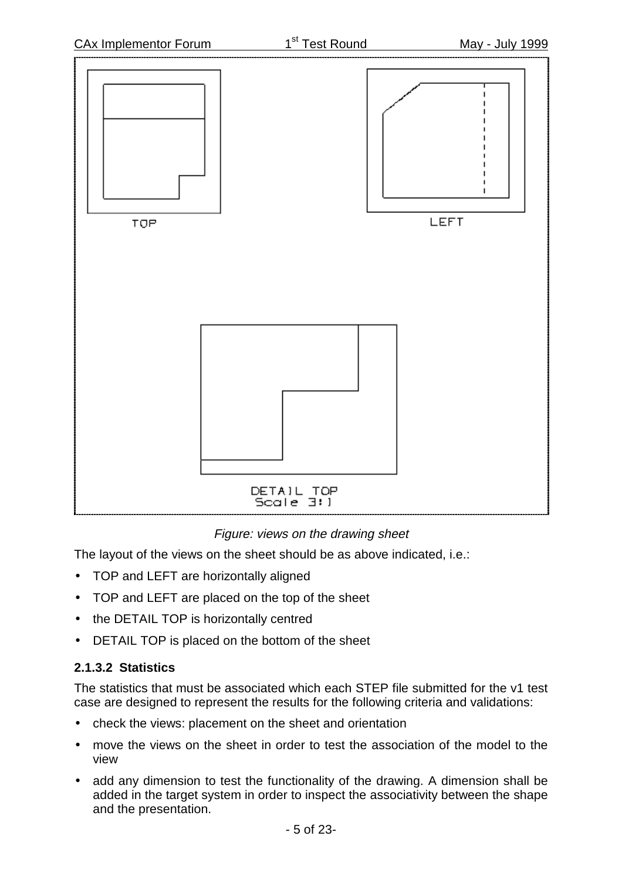*Figure: views on the drawing sheet*

The layout of the views on the sheet should be as above indicated, i.e.:

- TOP and LEFT are horizontally aligned
- TOP and LEFT are placed on the top of the sheet
- the DETAIL TOP is horizontally centred
- DETAIL TOP is placed on the bottom of the sheet

#### 2.1.3.2 Statistics

The statistics that must be associated which each STEP file submitted for the v1 test case are designed to represent the results for the following criteria and validations:

- check the views: placement on the sheet and orientation
- move the views on the sheet in order to test the association of the model to the view
- add any dimension to test the functionality of the drawing. A dimension shall be added in the target system in order to inspect the associativity between the shape and the presentation.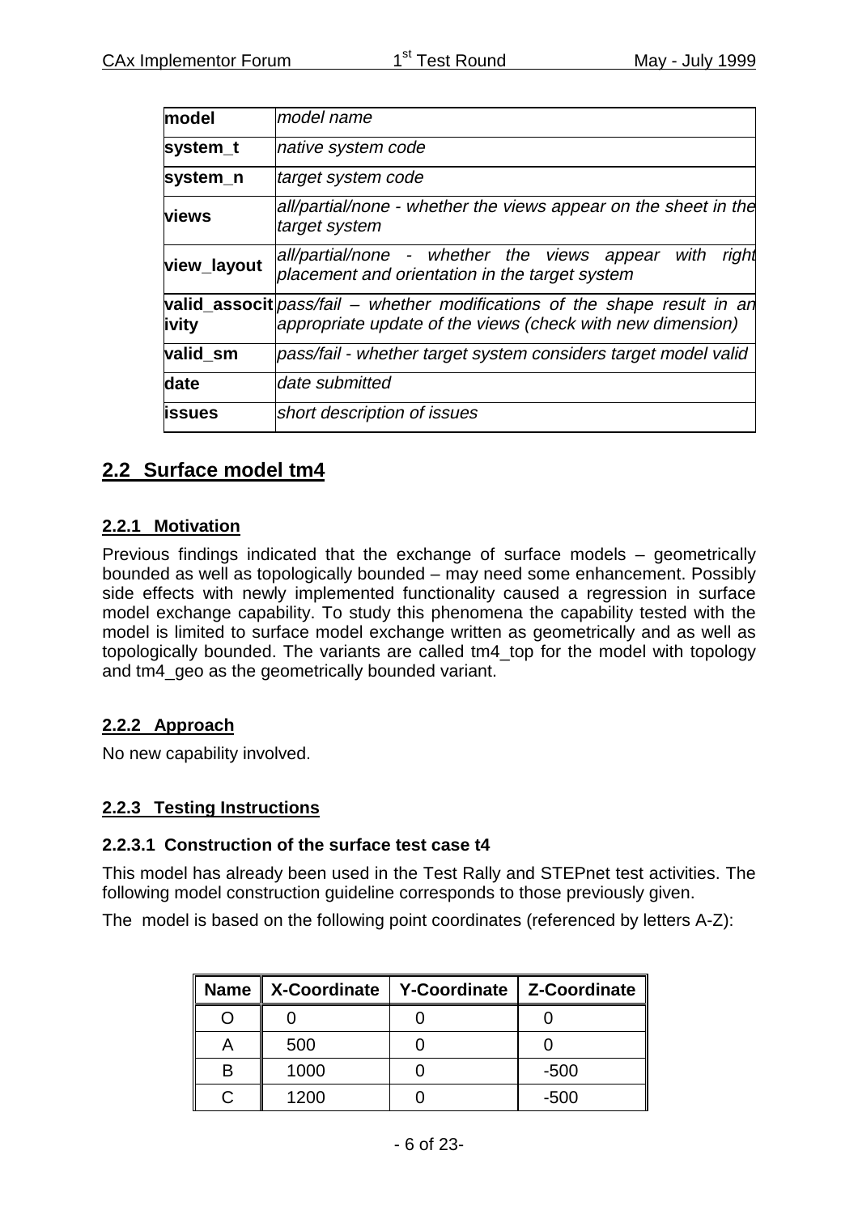| model | *model name* |
|---|---|
| system_t | *native system code* |
| system_n | *target system code* |
| views | *all/partial/none - whether the views appear on the sheet in the target system* |
| view_layout | *all/partial/none - whether the views appear with right placement and orientation in the target system* |
| valid_associtivity | *pass/fail – whether modifications of the shape result in an appropriate update of the views (check with new dimension)* |
| valid_sm | *pass/fail - whether target system considers target model valid* |
| date | *date submitted* |
| issues | *short description of issues* |

## 2.2 Surface model tm4

### 2.2.1 Motivation

Previous findings indicated that the exchange of surface models – geometrically bounded as well as topologically bounded – may need some enhancement. Possibly side effects with newly implemented functionality caused a regression in surface model exchange capability. To study this phenomena the capability tested with the model is limited to surface model exchange written as geometrically and as well as topologically bounded. The variants are called tm4_top for the model with topology and tm4_geo as the geometrically bounded variant.

### 2.2.2 Approach

No new capability involved.

### 2.2.3 Testing Instructions

#### 2.2.3.1 Construction of the surface test case t4

This model has already been used in the Test Rally and STEPnet test activities. The following model construction guideline corresponds to those previously given.

The model is based on the following point coordinates (referenced by letters A-Z):

| Name | X-Coordinate | Y-Coordinate | Z-Coordinate |
|---|---|---|---|
| O | 0 | 0 | 0 |
| A | 500 | 0 | 0 |
| B | 1000 | 0 | -500 |
| C | 1200 | 0 | -500 |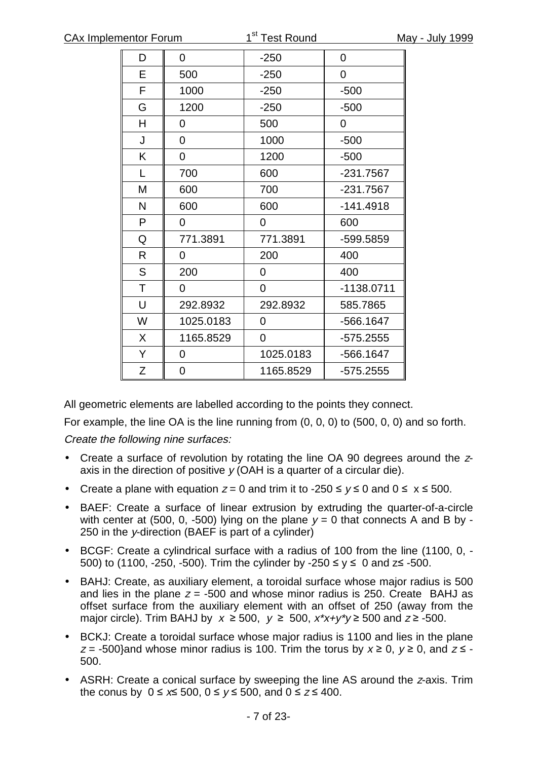| D | 0 | -250 | 0 |
|---|---|---|---|
| E | 500 | -250 | 0 |
| F | 1000 | -250 | -500 |
| G | 1200 | -250 | -500 |
| H | 0 | 500 | 0 |
| J | 0 | 1000 | -500 |
| K | 0 | 1200 | -500 |
| L | 700 | 600 | -231.7567 |
| M | 600 | 700 | -231.7567 |
| N | 600 | 600 | -141.4918 |
| P | 0 | 0 | 600 |
| Q | 771.3891 | 771.3891 | -599.5859 |
| R | 0 | 200 | 400 |
| S | 200 | 0 | 400 |
| T | 0 | 0 | -1138.0711 |
| U | 292.8932 | 292.8932 | 585.7865 |
| W | 1025.0183 | 0 | -566.1647 |
| X | 1165.8529 | 0 | -575.2555 |
| Y | 0 | 1025.0183 | -566.1647 |
| Z | 0 | 1165.8529 | -575.2555 |

All geometric elements are labelled according to the points they connect.

For example, the line OA is the line running from (0, 0, 0) to (500, 0, 0) and so forth.

*Create the following nine surfaces:*

- Create a surface of revolution by rotating the line OA 90 degrees around the $z$-axis in the direction of positive $y$ (OAH is a quarter of a circular die).
- Create a plane with equation $z = 0$ and trim it to $-250 \leq y \leq 0$ and $0 \leq x \leq 500$.
- BAEF: Create a surface of linear extrusion by extruding the quarter-of-a-circle with center at (500, 0, -500) lying on the plane $y = 0$ that connects A and B by -250 in the $y$-direction (BAEF is part of a cylinder)
- BCGF: Create a cylindrical surface with a radius of 100 from the line (1100, 0, -500) to (1100, -250, -500). Trim the cylinder by $-250 \leq y \leq 0$ and $z \leq -500$.
- BAHJ: Create, as auxiliary element, a toroidal surface whose major radius is 500 and lies in the plane $z = -500$ and whose minor radius is 250. Create BAHJ as offset surface from the auxiliary element with an offset of 250 (away from the major circle). Trim BAHJ by $x \geq 500$, $y \geq 500$, $x*x+y*y \geq 500$ and $z \geq -500$.
- BCKJ: Create a toroidal surface whose major radius is 1100 and lies in the plane $z = -500$}and whose minor radius is 100. Trim the torus by $x \geq 0$, $y \geq 0$, and $z \leq -500$.
- ASRH: Create a conical surface by sweeping the line AS around the $z$-axis. Trim the conus by $0 \leq x \leq 500$, $0 \leq y \leq 500$, and $0 \leq z \leq 400$.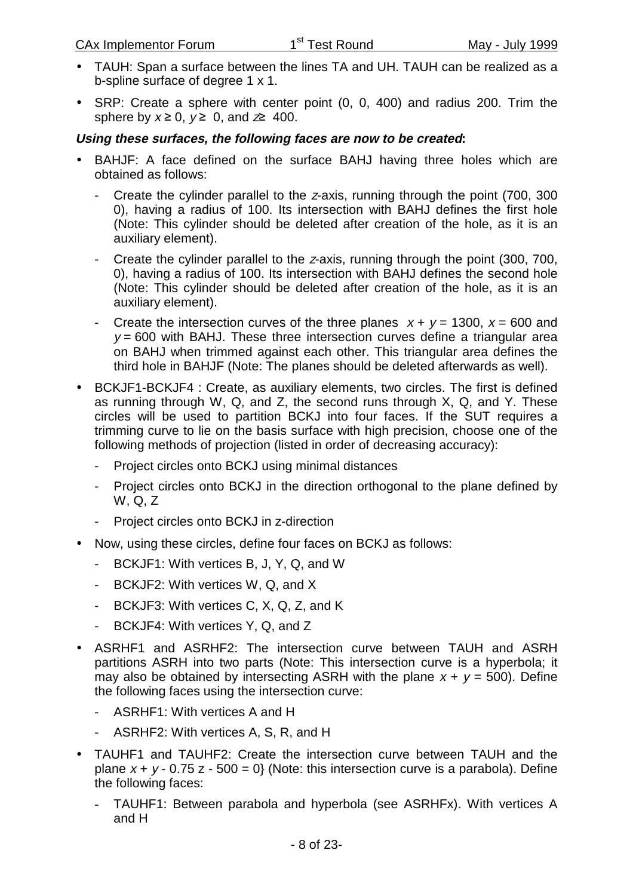- TAUH: Span a surface between the lines TA and UH. TAUH can be realized as a b-spline surface of degree 1 x 1.
- SRP: Create a sphere with center point (0, 0, 400) and radius 200. Trim the sphere by $x \geq 0$, $y \geq 0$, and $z \geq 400$.

***Using these surfaces, the following faces are now to be created*:**

- BAHJF: A face defined on the surface BAHJ having three holes which are obtained as follows:
  - Create the cylinder parallel to the $z$-axis, running through the point (700, 300 0), having a radius of 100. Its intersection with BAHJ defines the first hole (Note: This cylinder should be deleted after creation of the hole, as it is an auxiliary element).
  - Create the cylinder parallel to the $z$-axis, running through the point (300, 700, 0), having a radius of 100. Its intersection with BAHJ defines the second hole (Note: This cylinder should be deleted after creation of the hole, as it is an auxiliary element).
  - Create the intersection curves of the three planes $x + y = 1300$, $x = 600$ and $y = 600$ with BAHJ. These three intersection curves define a triangular area on BAHJ when trimmed against each other. This triangular area defines the third hole in BAHJF (Note: The planes should be deleted afterwards as well).
- BCKJF1-BCKJF4 : Create, as auxiliary elements, two circles. The first is defined as running through W, Q, and Z, the second runs through X, Q, and Y. These circles will be used to partition BCKJ into four faces. If the SUT requires a trimming curve to lie on the basis surface with high precision, choose one of the following methods of projection (listed in order of decreasing accuracy):
  - Project circles onto BCKJ using minimal distances
  - Project circles onto BCKJ in the direction orthogonal to the plane defined by W, Q, Z
  - Project circles onto BCKJ in z-direction
- Now, using these circles, define four faces on BCKJ as follows:
  - BCKJF1: With vertices B, J, Y, Q, and W
  - BCKJF2: With vertices W, Q, and X
  - BCKJF3: With vertices C, X, Q, Z, and K
  - BCKJF4: With vertices Y, Q, and Z
- ASRHF1 and ASRHF2: The intersection curve between TAUH and ASRH partitions ASRH into two parts (Note: This intersection curve is a hyperbola; it may also be obtained by intersecting ASRH with the plane $x + y = 500$). Define the following faces using the intersection curve:
  - ASRHF1: With vertices A and H
  - ASRHF2: With vertices A, S, R, and H
- TAUHF1 and TAUHF2: Create the intersection curve between TAUH and the plane $x + y - 0.75\,z - 500 = 0$} (Note: this intersection curve is a parabola). Define the following faces:
  - TAUHF1: Between parabola and hyperbola (see ASRHFx). With vertices A and H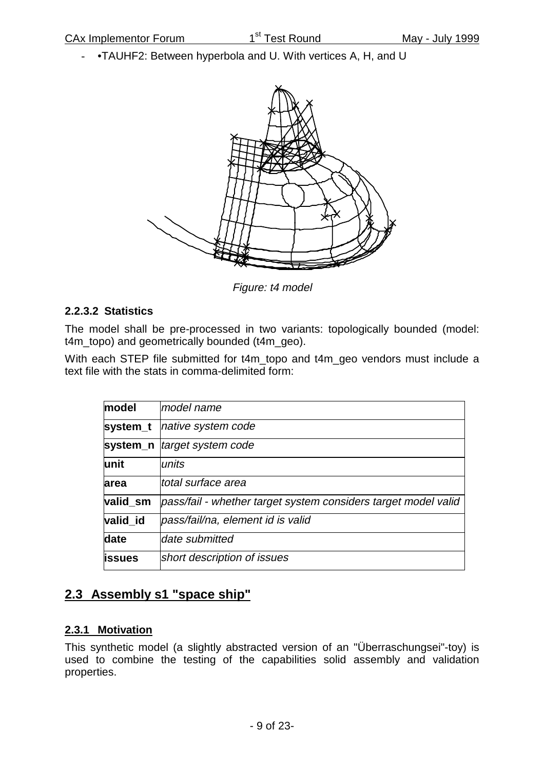- •TAUHF2: Between hyperbola and U. With vertices A, H, and U

*Figure: t4 model*

#### 2.2.3.2 Statistics

The model shall be pre-processed in two variants: topologically bounded (model: t4m_topo) and geometrically bounded (t4m_geo).

With each STEP file submitted for t4m_topo and t4m_geo vendors must include a text file with the stats in comma-delimited form:

| | |
|---|---|
| **model** | *model name* |
| **system_t** | *native system code* |
| **system_n** | *target system code* |
| **unit** | *units* |
| **area** | *total surface area* |
| **valid_sm** | *pass/fail - whether target system considers target model valid* |
| **valid_id** | *pass/fail/na, element id is valid* |
| **date** | *date submitted* |
| **issues** | *short description of issues* |

## 2.3 Assembly s1 "space ship"

### 2.3.1 Motivation

This synthetic model (a slightly abstracted version of an "Überraschungsei"-toy) is used to combine the testing of the capabilities solid assembly and validation properties.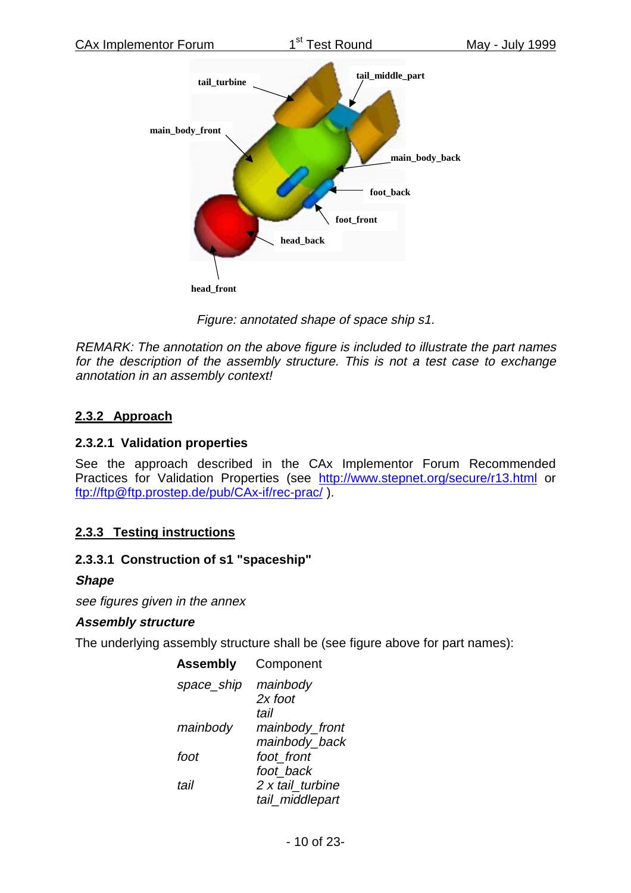Figure: annotated shape of space ship s1.

*REMARK: The annotation on the above figure is included to illustrate the part names for the description of the assembly structure. This is not a test case to exchange annotation in an assembly context!*

## 2.3.2 Approach

### 2.3.2.1 Validation properties

See the approach described in the CAx Implementor Forum Recommended Practices for Validation Properties (see http://www.stepnet.org/secure/r13.html or ftp://ftp@ftp.prostep.de/pub/CAx-if/rec-prac/ ).

## 2.3.3 Testing instructions

### 2.3.3.1 Construction of s1 "spaceship"

***Shape***

*see figures given in the annex*

***Assembly structure***

The underlying assembly structure shall be (see figure above for part names):

| **Assembly** | Component |
|---|---|
| *space_ship* | *mainbody*<br>*2x foot*<br>*tail* |
| *mainbody* | *mainbody_front*<br>*mainbody_back* |
| *foot* | *foot_front*<br>*foot_back* |
| *tail* | *2 x tail_turbine*<br>*tail_middlepart* |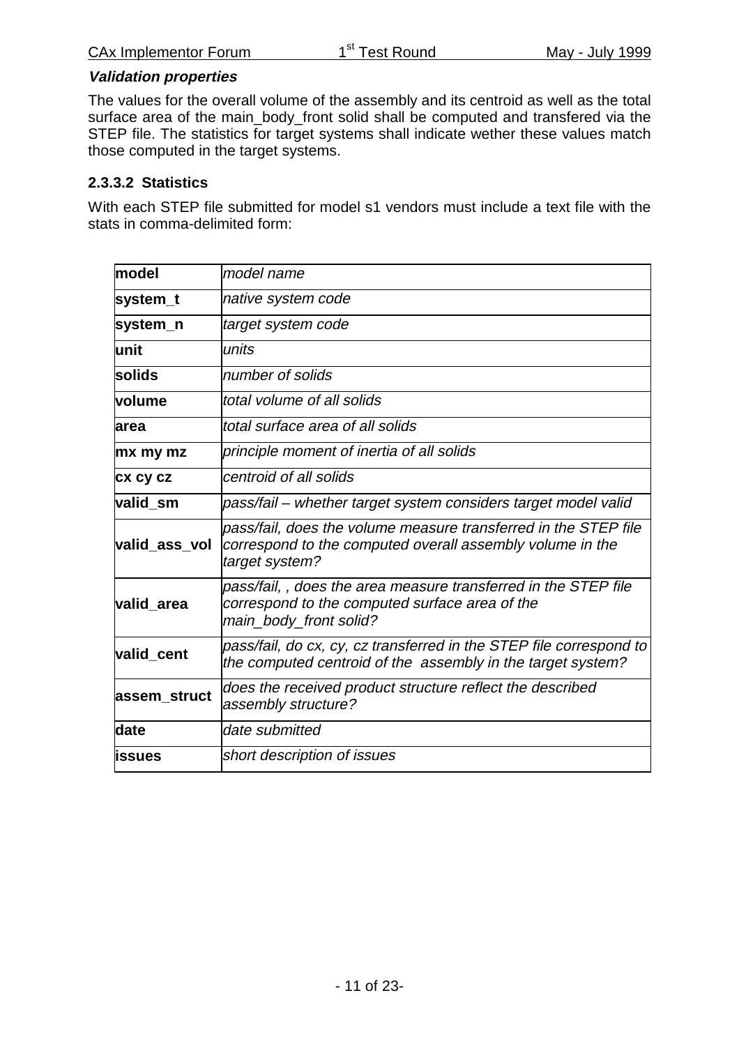***Validation properties***

The values for the overall volume of the assembly and its centroid as well as the total surface area of the main_body_front solid shall be computed and transfered via the STEP file. The statistics for target systems shall indicate wether these values match those computed in the target systems.

### 2.3.3.2 Statistics

With each STEP file submitted for model s1 vendors must include a text file with the stats in comma-delimited form:

| | |
|---|---|
| **model** | *model name* |
| **system_t** | *native system code* |
| **system_n** | *target system code* |
| **unit** | *units* |
| **solids** | *number of solids* |
| **volume** | *total volume of all solids* |
| **area** | *total surface area of all solids* |
| **mx my mz** | *principle moment of inertia of all solids* |
| **cx cy cz** | *centroid of all solids* |
| **valid_sm** | *pass/fail – whether target system considers target model valid* |
| **valid_ass_vol** | *pass/fail, does the volume measure transferred in the STEP file correspond to the computed overall assembly volume in the target system?* |
| **valid_area** | *pass/fail, , does the area measure transferred in the STEP file correspond to the computed surface area of the main_body_front solid?* |
| **valid_cent** | *pass/fail, do cx, cy, cz transferred in the STEP file correspond to the computed centroid of the assembly in the target system?* |
| **assem_struct** | *does the received product structure reflect the described assembly structure?* |
| **date** | *date submitted* |
| **issues** | *short description of issues* |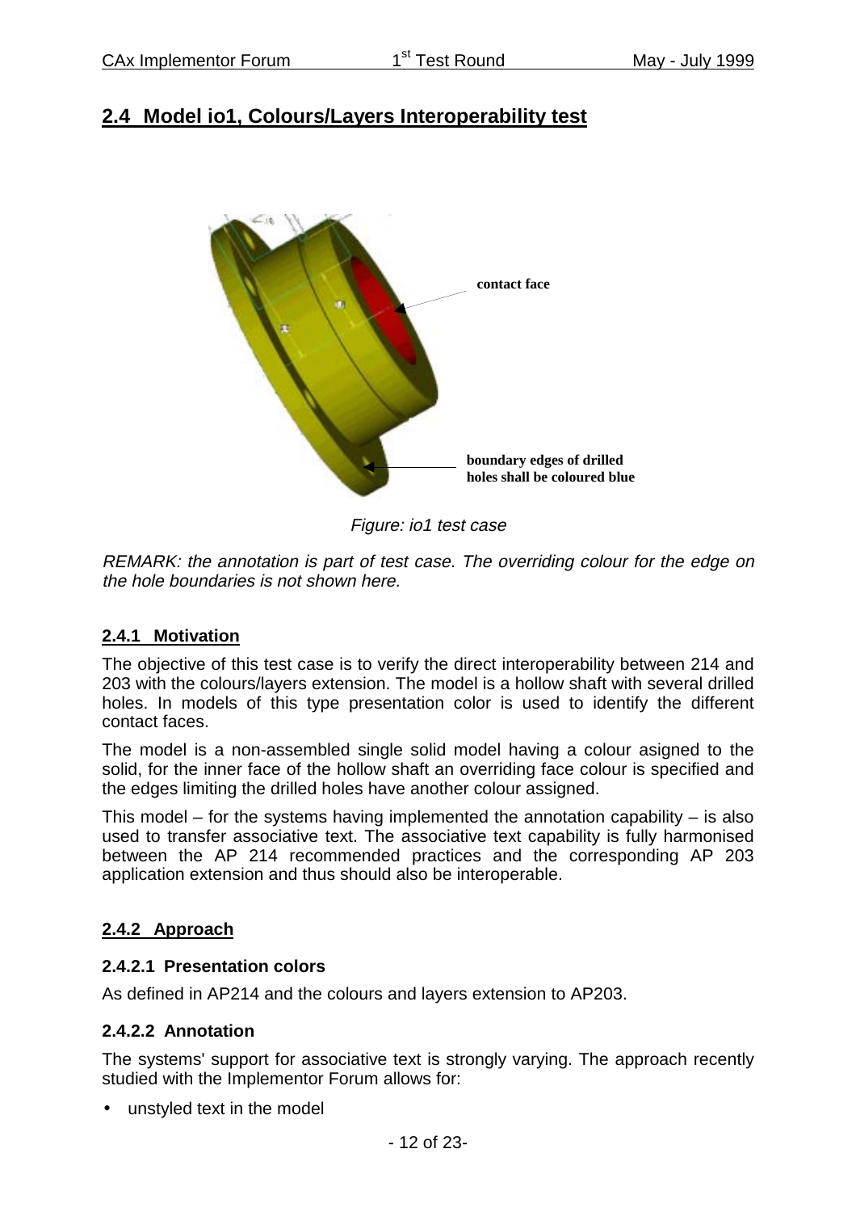## 2.4 Model io1, Colours/Layers Interoperability test

contact face

boundary edges of drilled holes shall be coloured blue

*Figure: io1 test case*

*REMARK: the annotation is part of test case. The overriding colour for the edge on the hole boundaries is not shown here.*

### 2.4.1 Motivation

The objective of this test case is to verify the direct interoperability between 214 and 203 with the colours/layers extension. The model is a hollow shaft with several drilled holes. In models of this type presentation color is used to identify the different contact faces.

The model is a non-assembled single solid model having a colour asigned to the solid, for the inner face of the hollow shaft an overriding face colour is specified and the edges limiting the drilled holes have another colour assigned.

This model – for the systems having implemented the annotation capability – is also used to transfer associative text. The associative text capability is fully harmonised between the AP 214 recommended practices and the corresponding AP 203 application extension and thus should also be interoperable.

### 2.4.2 Approach

#### 2.4.2.1 Presentation colors

As defined in AP214 and the colours and layers extension to AP203.

#### 2.4.2.2 Annotation

The systems' support for associative text is strongly varying. The approach recently studied with the Implementor Forum allows for:

- unstyled text in the model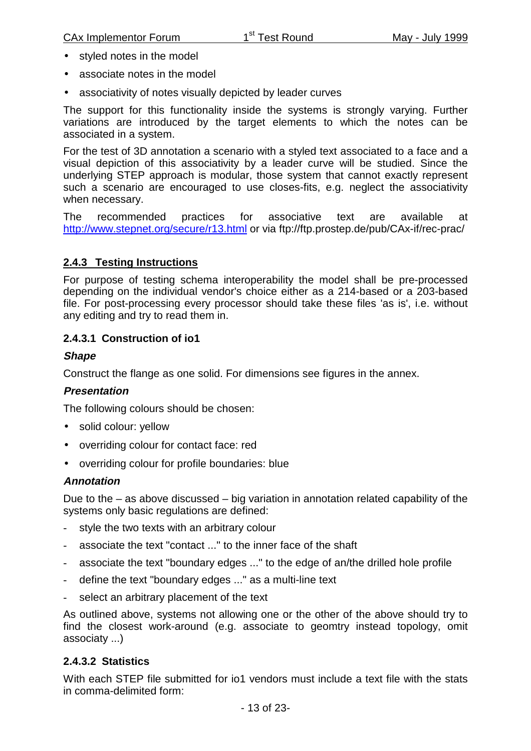- styled notes in the model
- associate notes in the model
- associativity of notes visually depicted by leader curves

The support for this functionality inside the systems is strongly varying. Further variations are introduced by the target elements to which the notes can be associated in a system.

For the test of 3D annotation a scenario with a styled text associated to a face and a visual depiction of this associativity by a leader curve will be studied. Since the underlying STEP approach is modular, those system that cannot exactly represent such a scenario are encouraged to use closes-fits, e.g. neglect the associativity when necessary.

The recommended practices for associative text are available at http://www.stepnet.org/secure/r13.html or via ftp://ftp.prostep.de/pub/CAx-if/rec-prac/

### 2.4.3 Testing Instructions

For purpose of testing schema interoperability the model shall be pre-processed depending on the individual vendor's choice either as a 214-based or a 203-based file. For post-processing every processor should take these files 'as is', i.e. without any editing and try to read them in.

#### 2.4.3.1 Construction of io1

***Shape***

Construct the flange as one solid. For dimensions see figures in the annex.

***Presentation***

The following colours should be chosen:

- solid colour: yellow
- overriding colour for contact face: red
- overriding colour for profile boundaries: blue

***Annotation***

Due to the – as above discussed – big variation in annotation related capability of the systems only basic regulations are defined:

- style the two texts with an arbitrary colour
- associate the text "contact ..." to the inner face of the shaft
- associate the text "boundary edges ..." to the edge of an/the drilled hole profile
- define the text "boundary edges ..." as a multi-line text
- select an arbitrary placement of the text

As outlined above, systems not allowing one or the other of the above should try to find the closest work-around (e.g. associate to geomtry instead topology, omit associaty ...)

#### 2.4.3.2 Statistics

With each STEP file submitted for io1 vendors must include a text file with the stats in comma-delimited form: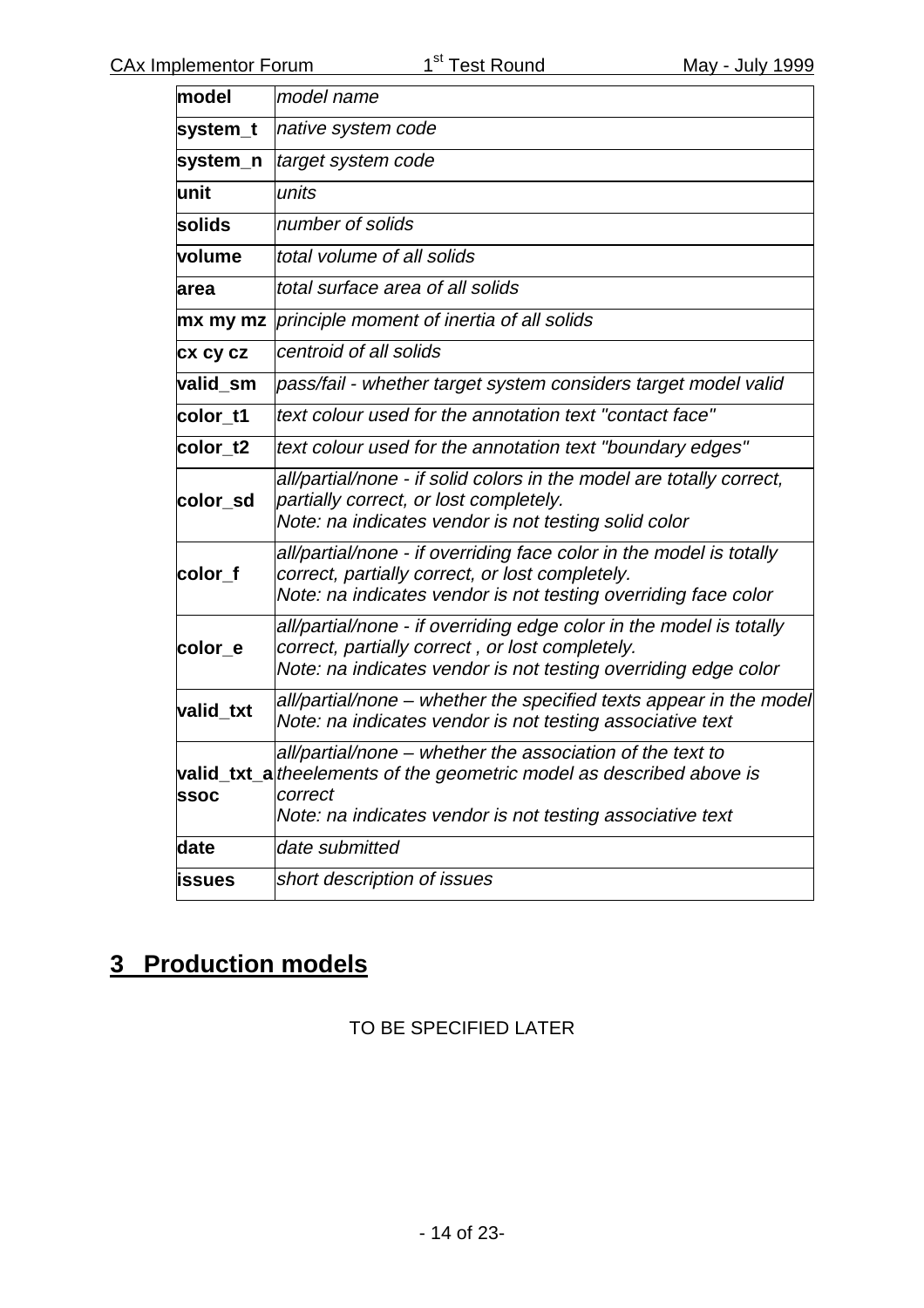| **model** | *model name* |
|---|---|
| **system_t** | *native system code* |
| **system_n** | *target system code* |
| **unit** | *units* |
| **solids** | *number of solids* |
| **volume** | *total volume of all solids* |
| **area** | *total surface area of all solids* |
| **mx my mz** | *principle moment of inertia of all solids* |
| **cx cy cz** | *centroid of all solids* |
| **valid_sm** | *pass/fail - whether target system considers target model valid* |
| **color_t1** | *text colour used for the annotation text "contact face"* |
| **color_t2** | *text colour used for the annotation text "boundary edges"* |
| **color_sd** | *all/partial/none - if solid colors in the model are totally correct, partially correct, or lost completely.*<br>*Note: na indicates vendor is not testing solid color* |
| **color_f** | *all/partial/none - if overriding face color in the model is totally correct, partially correct, or lost completely.*<br>*Note: na indicates vendor is not testing overriding face color* |
| **color_e** | *all/partial/none - if overriding edge color in the model is totally correct, partially correct , or lost completely.*<br>*Note: na indicates vendor is not testing overriding edge color* |
| **valid_txt** | *all/partial/none – whether the specified texts appear in the model*<br>*Note: na indicates vendor is not testing associative text* |
| **valid_txt_assoc** | *all/partial/none – whether the association of the text to theelements of the geometric model as described above is correct*<br>*Note: na indicates vendor is not testing associative text* |
| **date** | *date submitted* |
| **issues** | *short description of issues* |

# 3 Production models

TO BE SPECIFIED LATER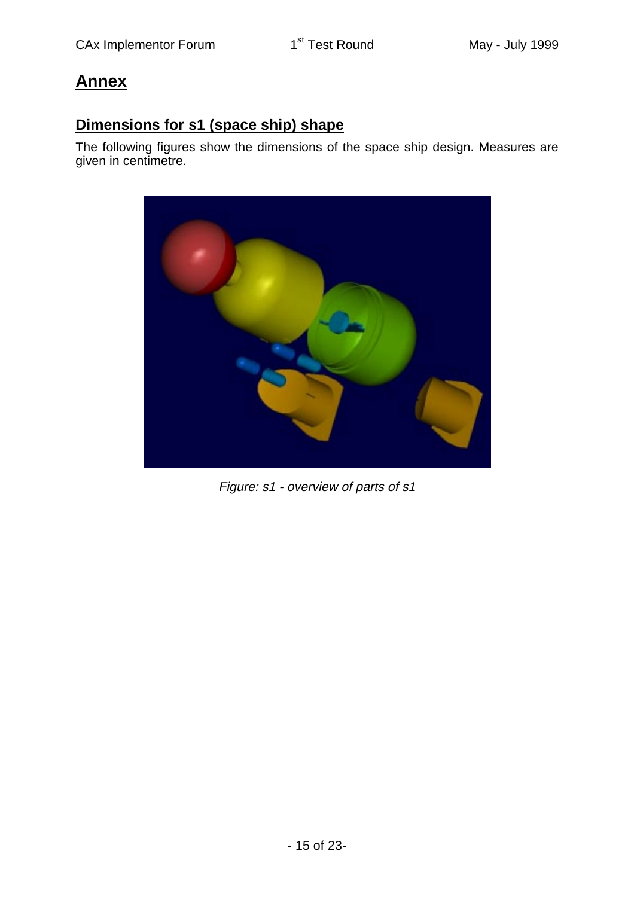# Annex

## Dimensions for s1 (space ship) shape

The following figures show the dimensions of the space ship design. Measures are given in centimetre.

*Figure: s1 - overview of parts of s1*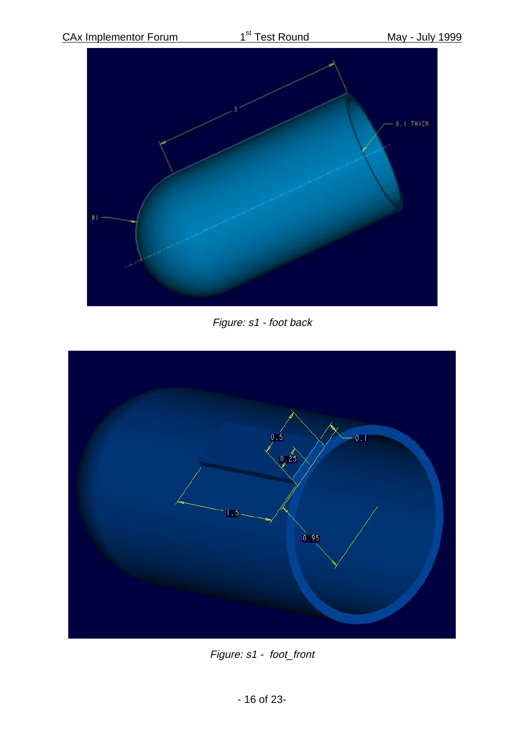Figure: s1 - foot back

Figure: s1 - foot_front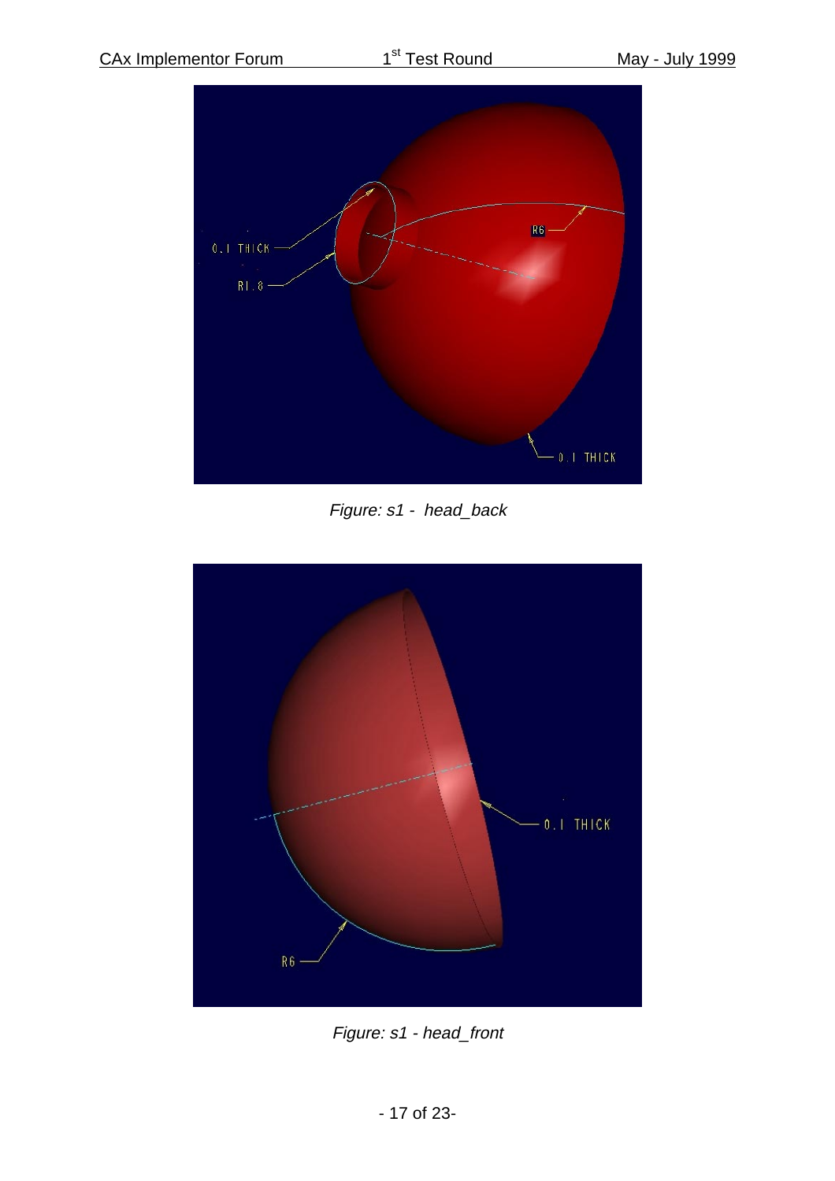Figure: s1 - head_back

Figure: s1 - head_front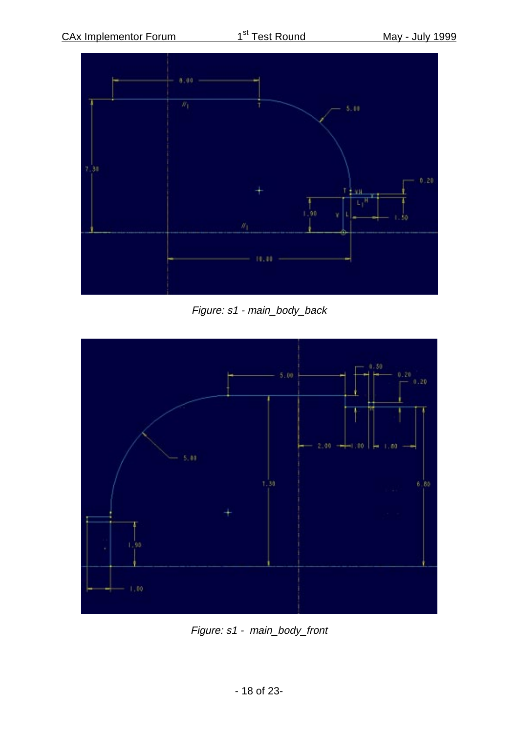Figure: s1 - main_body_back

Figure: s1 - main_body_front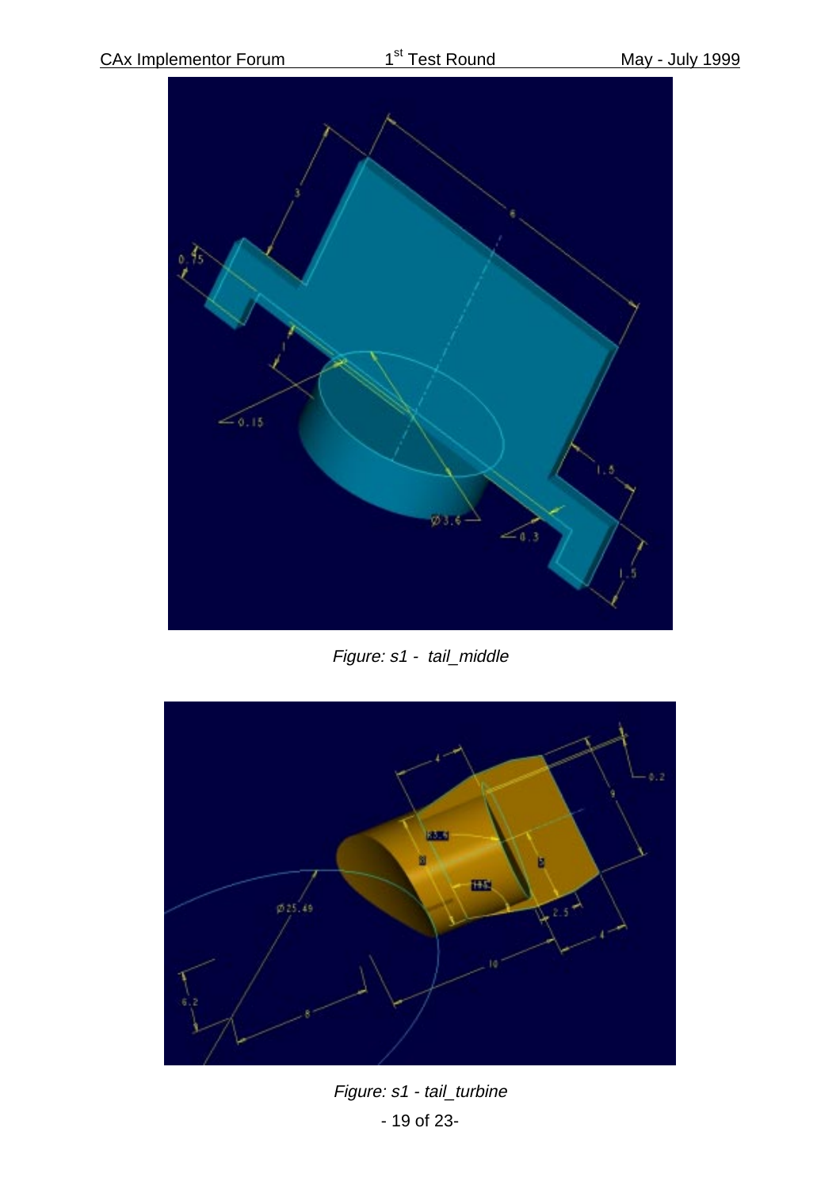Figure: s1 - tail_middle

Figure: s1 - tail_turbine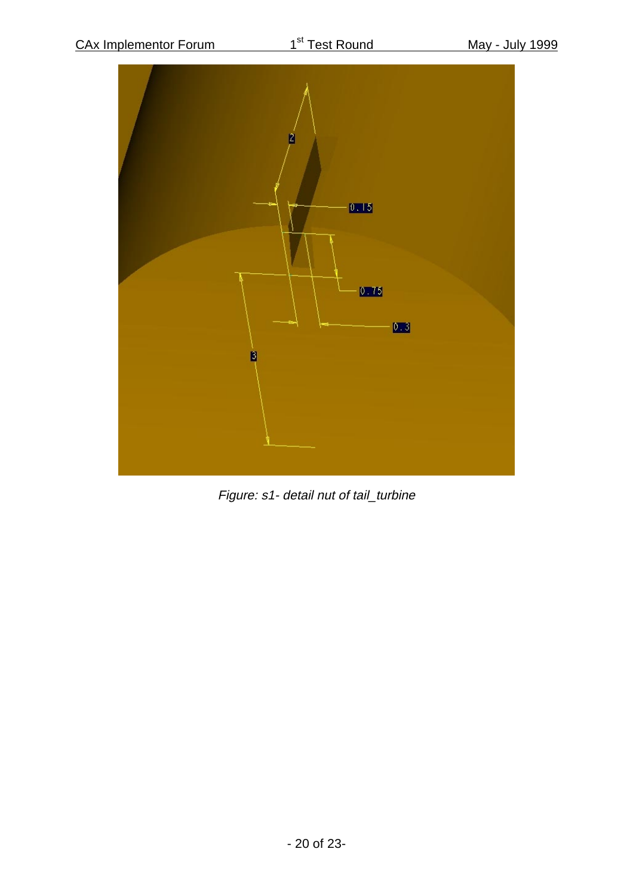*Figure: s1- detail nut of tail_turbine*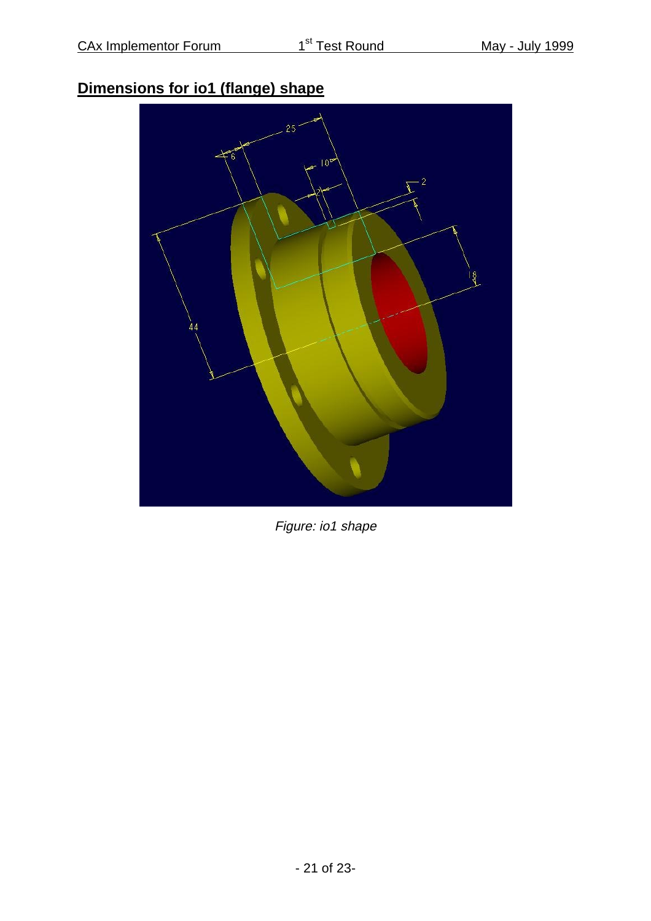## Dimensions for io1 (flange) shape

*Figure: io1 shape*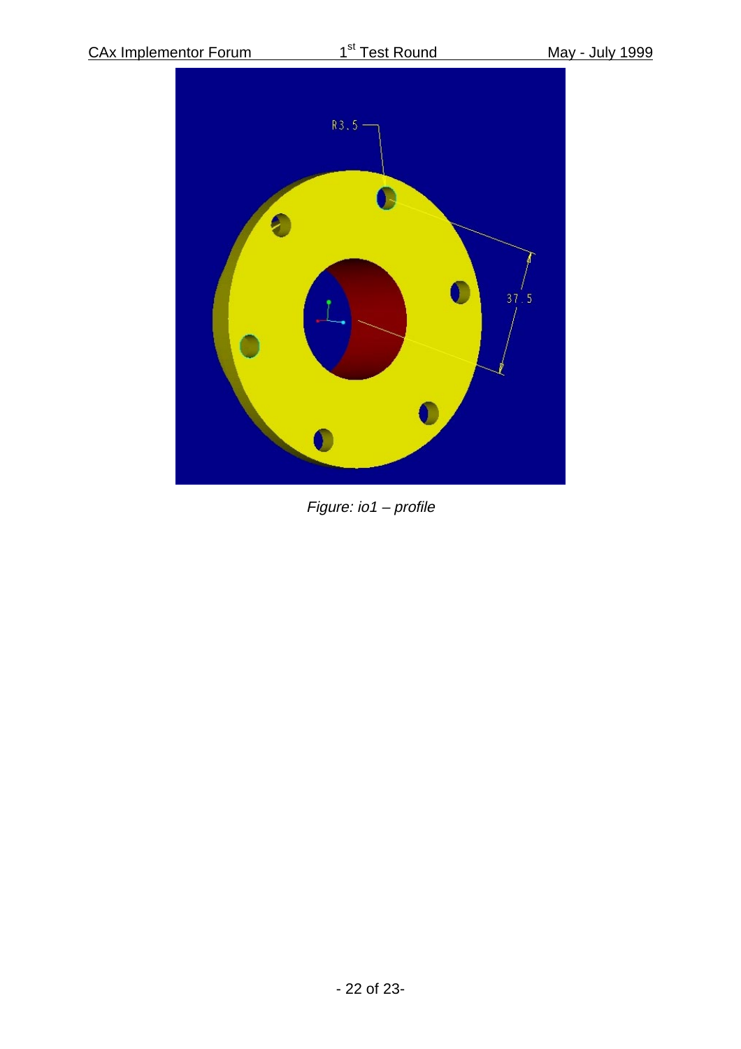R3.5

37.5

*Figure: io1 – profile*